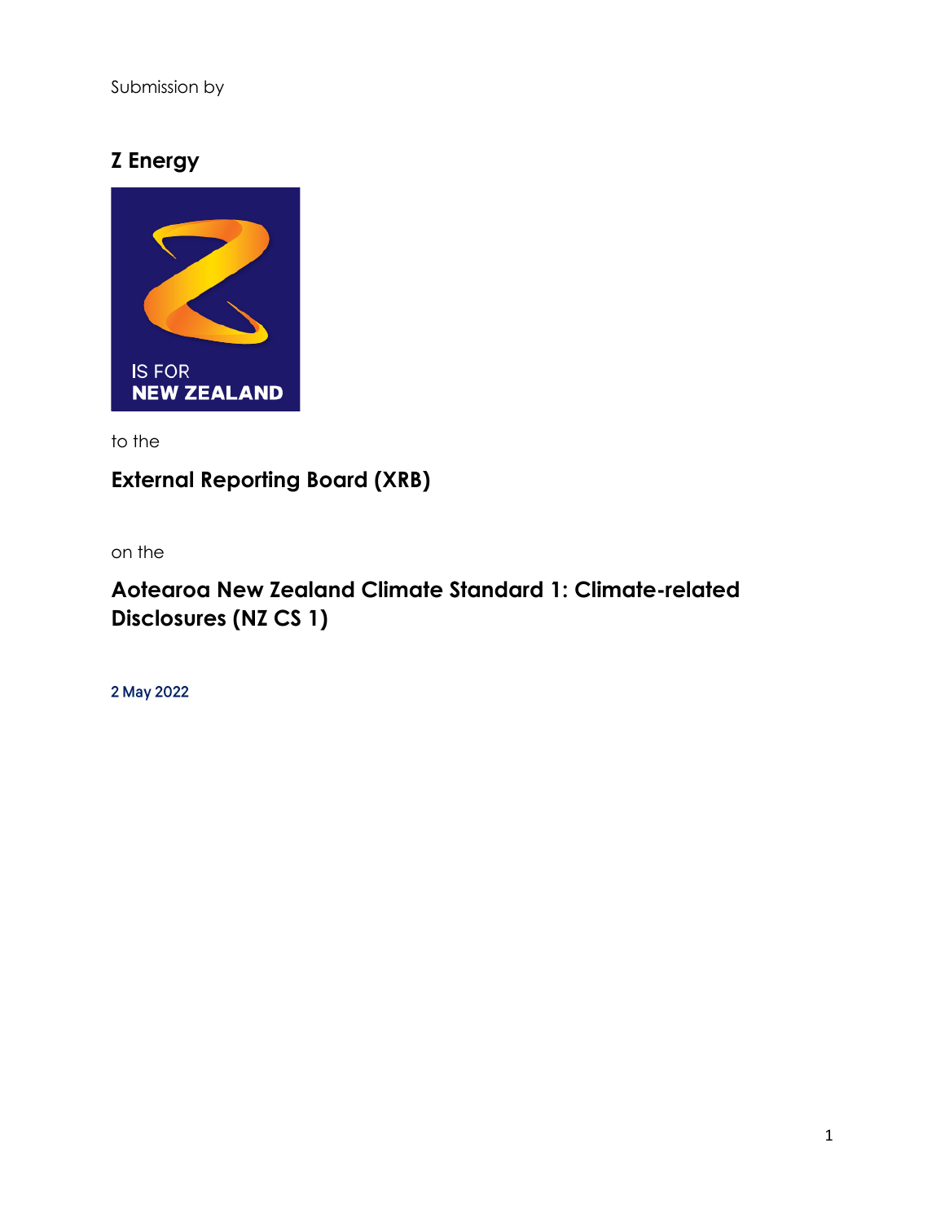Submission by

## Z Energy

IS FOR
NEW ZEALAND

to the

## External Reporting Board (XRB)

on the

## Aotearoa New Zealand Climate Standard 1: Climate-related Disclosures (NZ CS 1)

2 May 2022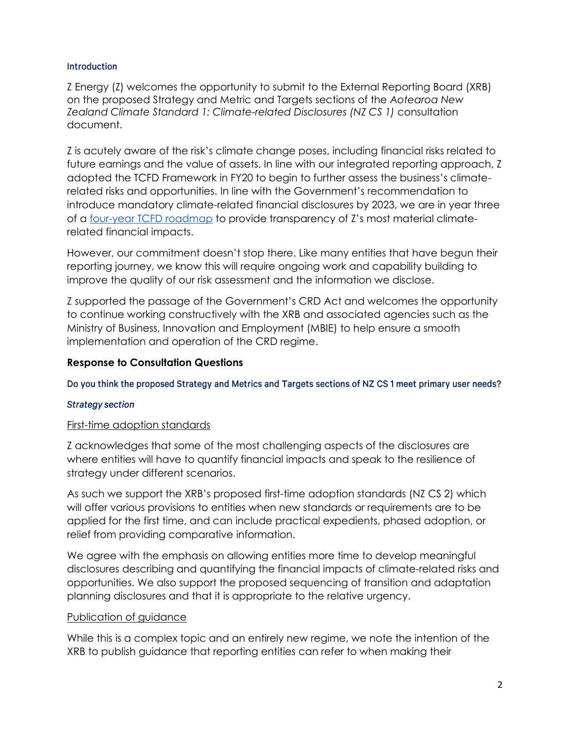### Introduction

Z Energy (Z) welcomes the opportunity to submit to the External Reporting Board (XRB) on the proposed Strategy and Metric and Targets sections of the *Aotearoa New Zealand Climate Standard 1: Climate-related Disclosures (NZ CS 1)* consultation document.

Z is acutely aware of the risk's climate change poses, including financial risks related to future earnings and the value of assets. In line with our integrated reporting approach, Z adopted the TCFD Framework in FY20 to begin to further assess the business's climate-related risks and opportunities. In line with the Government's recommendation to introduce mandatory climate-related financial disclosures by 2023, we are in year three of a [four-year TCFD roadmap]() to provide transparency of Z's most material climate-related financial impacts.

However, our commitment doesn't stop there. Like many entities that have begun their reporting journey, we know this will require ongoing work and capability building to improve the quality of our risk assessment and the information we disclose.

Z supported the passage of the Government's CRD Act and welcomes the opportunity to continue working constructively with the XRB and associated agencies such as the Ministry of Business, Innovation and Employment (MBIE) to help ensure a smooth implementation and operation of the CRD regime.

## Response to Consultation Questions

### Do you think the proposed Strategy and Metrics and Targets sections of NZ CS 1 meet primary user needs?

#### *Strategy section*

<u>First-time adoption standards</u>

Z acknowledges that some of the most challenging aspects of the disclosures are where entities will have to quantify financial impacts and speak to the resilience of strategy under different scenarios.

As such we support the XRB's proposed first-time adoption standards (NZ CS 2) which will offer various provisions to entities when new standards or requirements are to be applied for the first time, and can include practical expedients, phased adoption, or relief from providing comparative information.

We agree with the emphasis on allowing entities more time to develop meaningful disclosures describing and quantifying the financial impacts of climate-related risks and opportunities. We also support the proposed sequencing of transition and adaptation planning disclosures and that it is appropriate to the relative urgency.

<u>Publication of guidance</u>

While this is a complex topic and an entirely new regime, we note the intention of the XRB to publish guidance that reporting entities can refer to when making their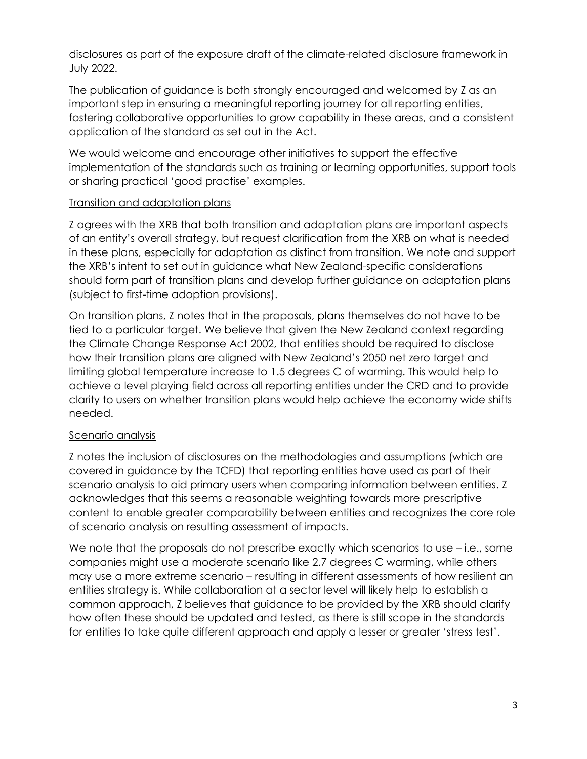disclosures as part of the exposure draft of the climate-related disclosure framework in July 2022.

The publication of guidance is both strongly encouraged and welcomed by Z as an important step in ensuring a meaningful reporting journey for all reporting entities, fostering collaborative opportunities to grow capability in these areas, and a consistent application of the standard as set out in the Act.

We would welcome and encourage other initiatives to support the effective implementation of the standards such as training or learning opportunities, support tools or sharing practical 'good practise' examples.

<u>Transition and adaptation plans</u>

Z agrees with the XRB that both transition and adaptation plans are important aspects of an entity's overall strategy, but request clarification from the XRB on what is needed in these plans, especially for adaptation as distinct from transition. We note and support the XRB's intent to set out in guidance what New Zealand-specific considerations should form part of transition plans and develop further guidance on adaptation plans (subject to first-time adoption provisions).

On transition plans, Z notes that in the proposals, plans themselves do not have to be tied to a particular target. We believe that given the New Zealand context regarding the Climate Change Response Act 2002, that entities should be required to disclose how their transition plans are aligned with New Zealand's 2050 net zero target and limiting global temperature increase to 1.5 degrees C of warming. This would help to achieve a level playing field across all reporting entities under the CRD and to provide clarity to users on whether transition plans would help achieve the economy wide shifts needed.

<u>Scenario analysis</u>

Z notes the inclusion of disclosures on the methodologies and assumptions (which are covered in guidance by the TCFD) that reporting entities have used as part of their scenario analysis to aid primary users when comparing information between entities. Z acknowledges that this seems a reasonable weighting towards more prescriptive content to enable greater comparability between entities and recognizes the core role of scenario analysis on resulting assessment of impacts.

We note that the proposals do not prescribe exactly which scenarios to use – i.e., some companies might use a moderate scenario like 2.7 degrees C warming, while others may use a more extreme scenario – resulting in different assessments of how resilient an entities strategy is. While collaboration at a sector level will likely help to establish a common approach, Z believes that guidance to be provided by the XRB should clarify how often these should be updated and tested, as there is still scope in the standards for entities to take quite different approach and apply a lesser or greater 'stress test'.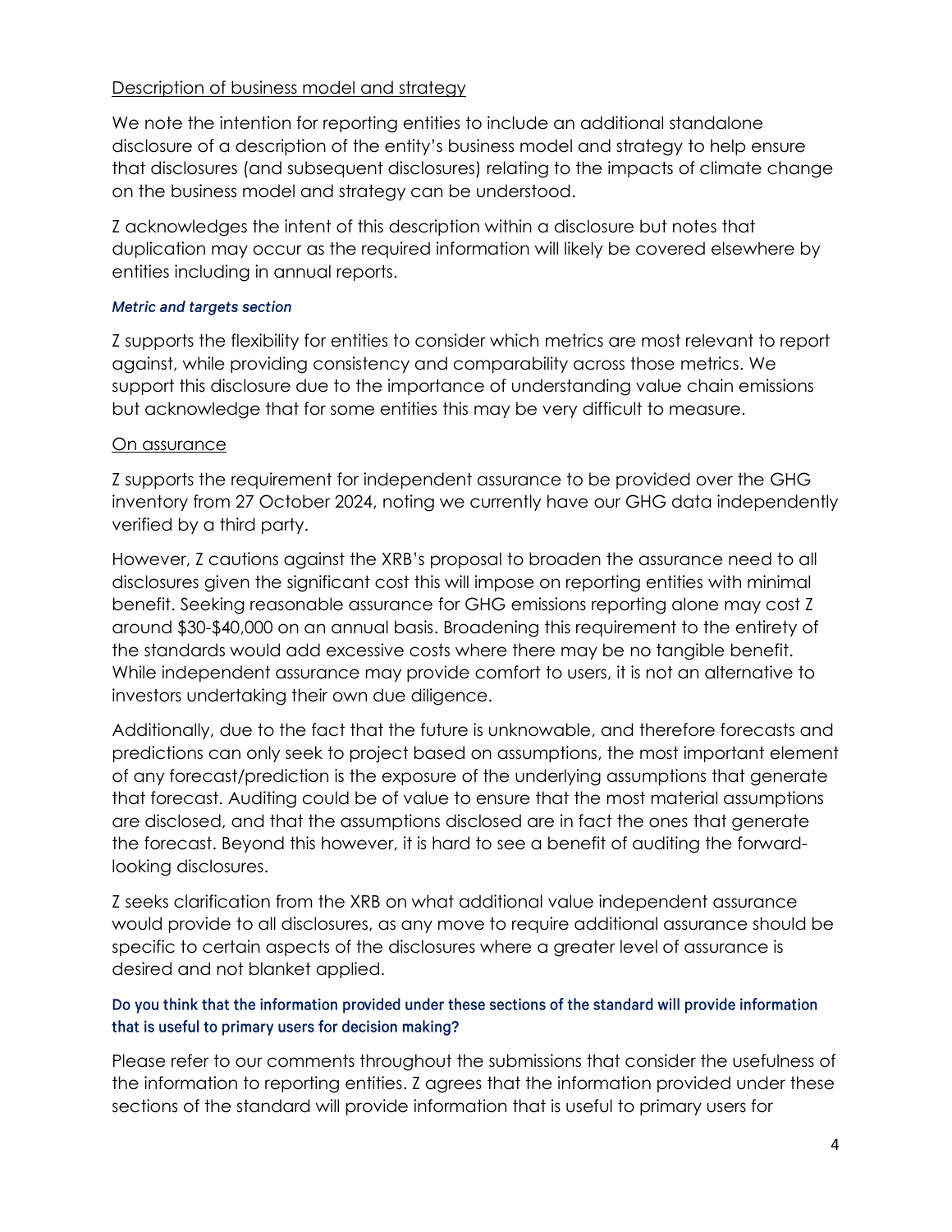<u>Description of business model and strategy</u>

We note the intention for reporting entities to include an additional standalone disclosure of a description of the entity's business model and strategy to help ensure that disclosures (and subsequent disclosures) relating to the impacts of climate change on the business model and strategy can be understood.

Z acknowledges the intent of this description within a disclosure but notes that duplication may occur as the required information will likely be covered elsewhere by entities including in annual reports.

#### *Metric and targets section*

Z supports the flexibility for entities to consider which metrics are most relevant to report against, while providing consistency and comparability across those metrics. We support this disclosure due to the importance of understanding value chain emissions but acknowledge that for some entities this may be very difficult to measure.

<u>On assurance</u>

Z supports the requirement for independent assurance to be provided over the GHG inventory from 27 October 2024, noting we currently have our GHG data independently verified by a third party.

However, Z cautions against the XRB's proposal to broaden the assurance need to all disclosures given the significant cost this will impose on reporting entities with minimal benefit. Seeking reasonable assurance for GHG emissions reporting alone may cost Z around $30-$40,000 on an annual basis. Broadening this requirement to the entirety of the standards would add excessive costs where there may be no tangible benefit. While independent assurance may provide comfort to users, it is not an alternative to investors undertaking their own due diligence.

Additionally, due to the fact that the future is unknowable, and therefore forecasts and predictions can only seek to project based on assumptions, the most important element of any forecast/prediction is the exposure of the underlying assumptions that generate that forecast. Auditing could be of value to ensure that the most material assumptions are disclosed, and that the assumptions disclosed are in fact the ones that generate the forecast. Beyond this however, it is hard to see a benefit of auditing the forward-looking disclosures.

Z seeks clarification from the XRB on what additional value independent assurance would provide to all disclosures, as any move to require additional assurance should be specific to certain aspects of the disclosures where a greater level of assurance is desired and not blanket applied.

#### Do you think that the information provided under these sections of the standard will provide information that is useful to primary users for decision making?

Please refer to our comments throughout the submissions that consider the usefulness of the information to reporting entities. Z agrees that the information provided under these sections of the standard will provide information that is useful to primary users for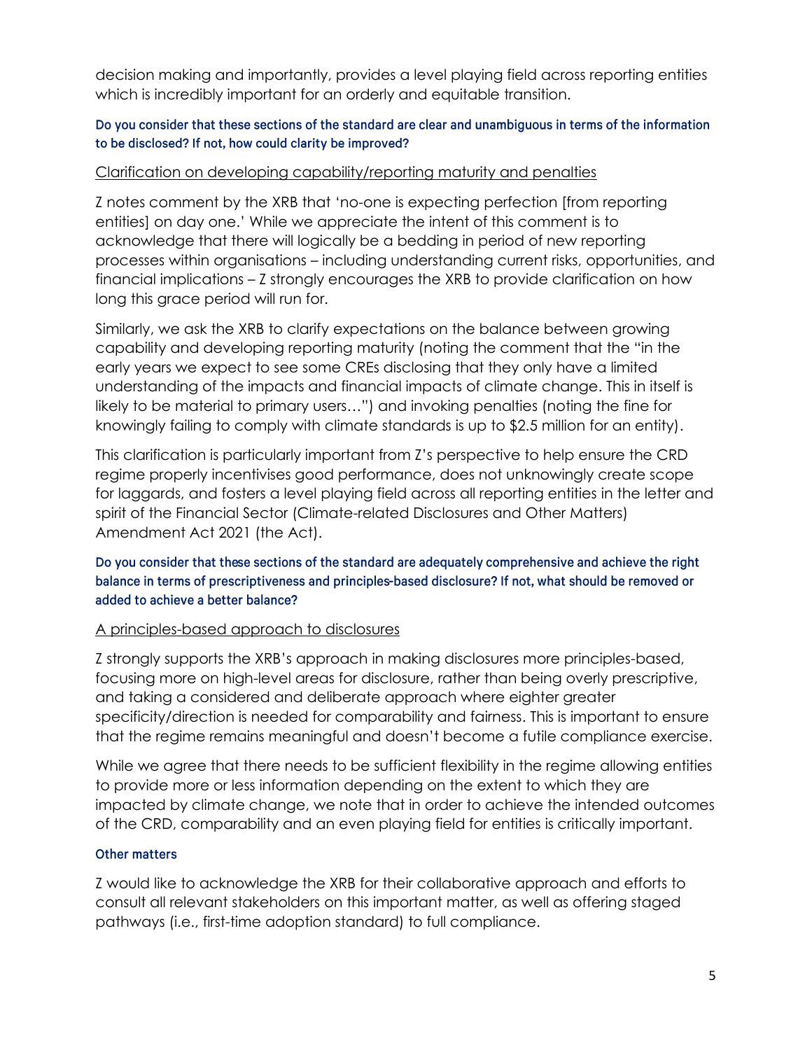decision making and importantly, provides a level playing field across reporting entities which is incredibly important for an orderly and equitable transition.

**Do you consider that these sections of the standard are clear and unambiguous in terms of the information to be disclosed? If not, how could clarity be improved?**

<u>Clarification on developing capability/reporting maturity and penalties</u>

Z notes comment by the XRB that 'no-one is expecting perfection [from reporting entities] on day one.' While we appreciate the intent of this comment is to acknowledge that there will logically be a bedding in period of new reporting processes within organisations – including understanding current risks, opportunities, and financial implications – Z strongly encourages the XRB to provide clarification on how long this grace period will run for.

Similarly, we ask the XRB to clarify expectations on the balance between growing capability and developing reporting maturity (noting the comment that the "in the early years we expect to see some CREs disclosing that they only have a limited understanding of the impacts and financial impacts of climate change. This in itself is likely to be material to primary users…") and invoking penalties (noting the fine for knowingly failing to comply with climate standards is up to $2.5 million for an entity).

This clarification is particularly important from Z's perspective to help ensure the CRD regime properly incentivises good performance, does not unknowingly create scope for laggards, and fosters a level playing field across all reporting entities in the letter and spirit of the Financial Sector (Climate-related Disclosures and Other Matters) Amendment Act 2021 (the Act).

**Do you consider that these sections of the standard are adequately comprehensive and achieve the right balance in terms of prescriptiveness and principles-based disclosure? If not, what should be removed or added to achieve a better balance?**

<u>A principles-based approach to disclosures</u>

Z strongly supports the XRB's approach in making disclosures more principles-based, focusing more on high-level areas for disclosure, rather than being overly prescriptive, and taking a considered and deliberate approach where eighter greater specificity/direction is needed for comparability and fairness. This is important to ensure that the regime remains meaningful and doesn't become a futile compliance exercise.

While we agree that there needs to be sufficient flexibility in the regime allowing entities to provide more or less information depending on the extent to which they are impacted by climate change, we note that in order to achieve the intended outcomes of the CRD, comparability and an even playing field for entities is critically important.

**Other matters**

Z would like to acknowledge the XRB for their collaborative approach and efforts to consult all relevant stakeholders on this important matter, as well as offering staged pathways (i.e., first-time adoption standard) to full compliance.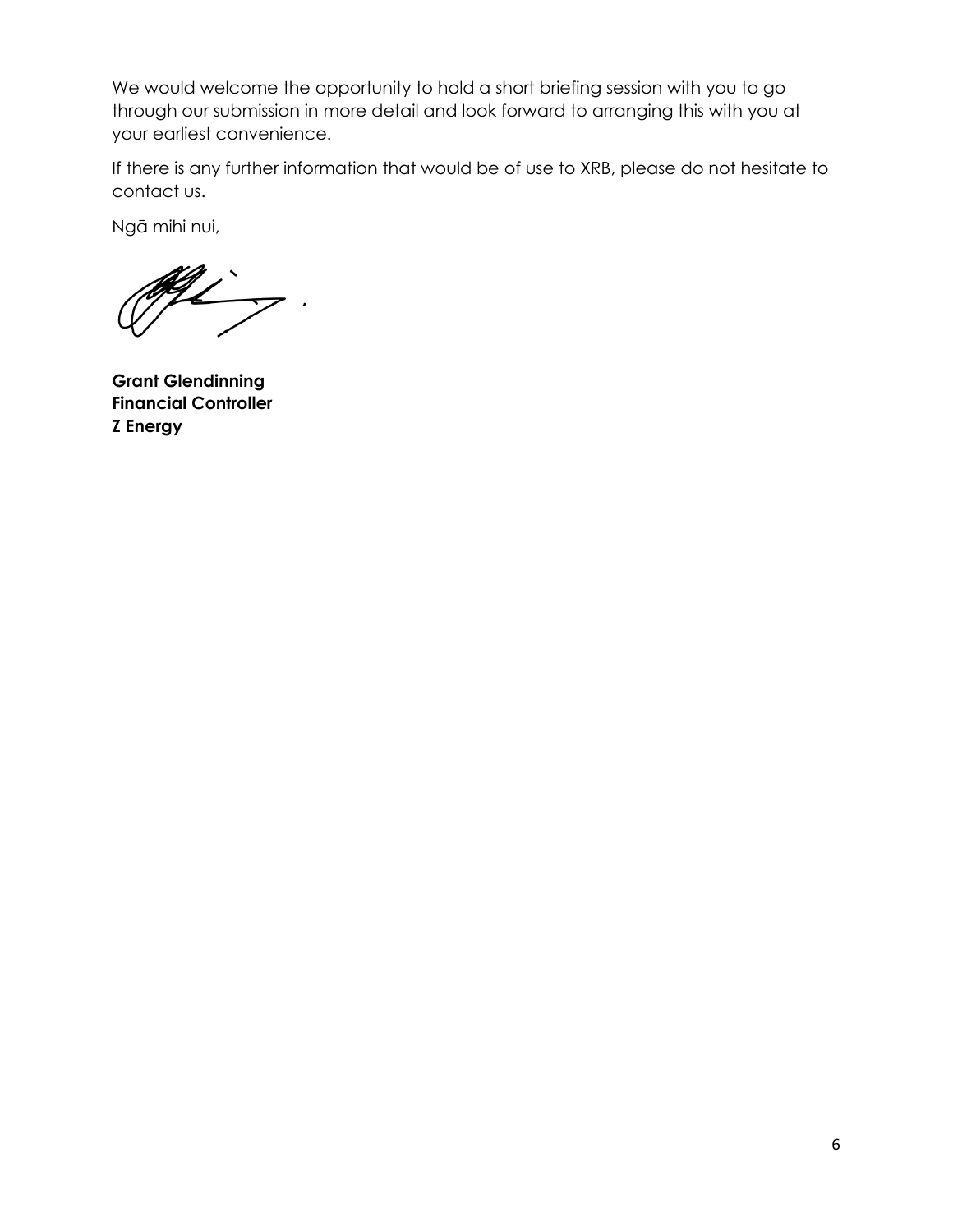We would welcome the opportunity to hold a short briefing session with you to go through our submission in more detail and look forward to arranging this with you at your earliest convenience.

If there is any further information that would be of use to XRB, please do not hesitate to contact us.

Ngā mihi nui,

**Grant Glendinning**
**Financial Controller**
**Z Energy**